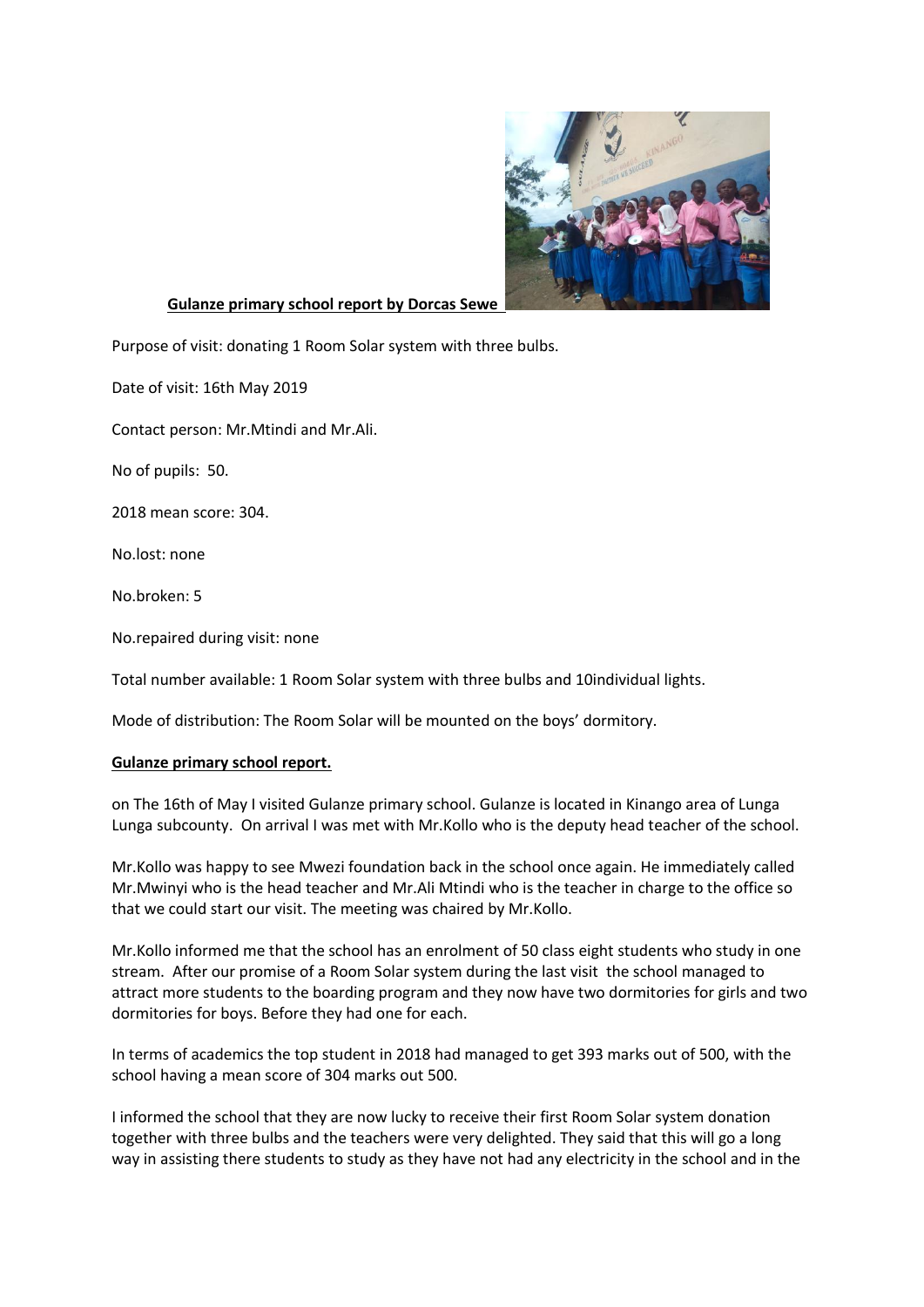**Gulanze primary school report by Dorcas Sewe**

Purpose of visit: donating 1 Room Solar system with three bulbs.

Date of visit: 16th May 2019

Contact person: Mr.Mtindi and Mr.Ali.

No of pupils: 50.

2018 mean score: 304.

No.lost: none

No.broken: 5

No.repaired during visit: none

Total number available: 1 Room Solar system with three bulbs and 10individual lights.

Mode of distribution: The Room Solar will be mounted on the boys' dormitory.

**Gulanze primary school report.**

on The 16th of May I visited Gulanze primary school. Gulanze is located in Kinango area of Lunga Lunga subcounty. On arrival I was met with Mr.Kollo who is the deputy head teacher of the school.

Mr.Kollo was happy to see Mwezi foundation back in the school once again. He immediately called Mr.Mwinyi who is the head teacher and Mr.Ali Mtindi who is the teacher in charge to the office so that we could start our visit. The meeting was chaired by Mr.Kollo.

Mr.Kollo informed me that the school has an enrolment of 50 class eight students who study in one stream. After our promise of a Room Solar system during the last visit the school managed to attract more students to the boarding program and they now have two dormitories for girls and two dormitories for boys. Before they had one for each.

In terms of academics the top student in 2018 had managed to get 393 marks out of 500, with the school having a mean score of 304 marks out 500.

I informed the school that they are now lucky to receive their first Room Solar system donation together with three bulbs and the teachers were very delighted. They said that this will go a long way in assisting there students to study as they have not had any electricity in the school and in the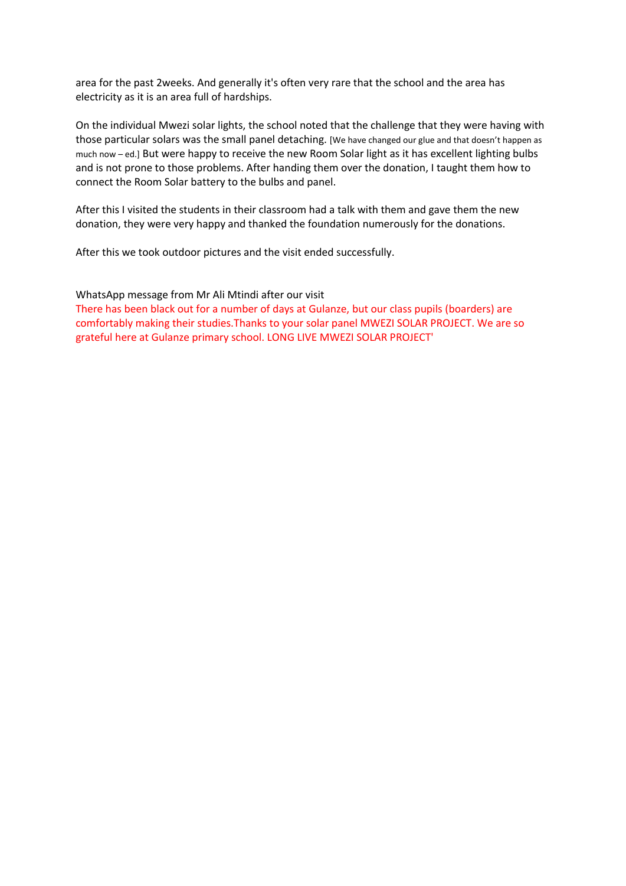area for the past 2weeks. And generally it's often very rare that the school and the area has electricity as it is an area full of hardships.

On the individual Mwezi solar lights, the school noted that the challenge that they were having with those particular solars was the small panel detaching. [We have changed our glue and that doesn't happen as much now – ed.] But were happy to receive the new Room Solar light as it has excellent lighting bulbs and is not prone to those problems. After handing them over the donation, I taught them how to connect the Room Solar battery to the bulbs and panel.

After this I visited the students in their classroom had a talk with them and gave them the new donation, they were very happy and thanked the foundation numerously for the donations.

After this we took outdoor pictures and the visit ended successfully.

WhatsApp message from Mr Ali Mtindi after our visit

There has been black out for a number of days at Gulanze, but our class pupils (boarders) are comfortably making their studies.Thanks to your solar panel MWEZI SOLAR PROJECT. We are so grateful here at Gulanze primary school. LONG LIVE MWEZI SOLAR PROJECT'